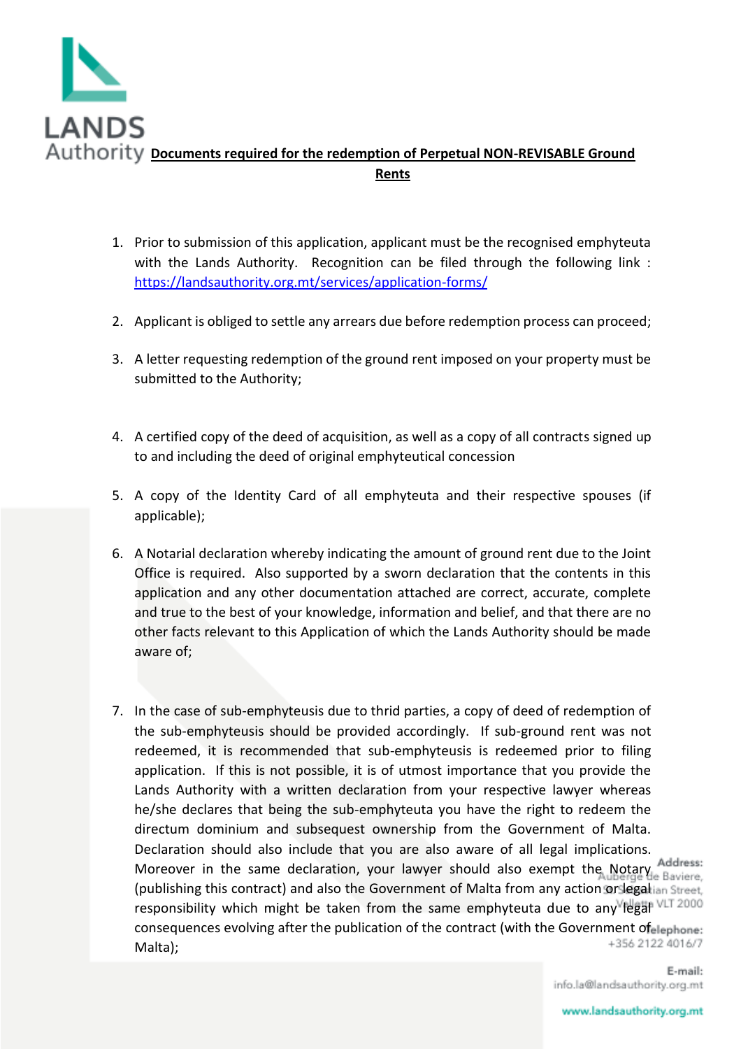# Documents required for the redemption of Perpetual NON-REVISABLE Ground Rents

1. Prior to submission of this application, applicant must be the recognised emphyteuta with the Lands Authority. Recognition can be filed through the following link : https://landsauthority.org.mt/services/application-forms/

2. Applicant is obliged to settle any arrears due before redemption process can proceed;

3. A letter requesting redemption of the ground rent imposed on your property must be submitted to the Authority;

4. A certified copy of the deed of acquisition, as well as a copy of all contracts signed up to and including the deed of original emphyteutical concession

5. A copy of the Identity Card of all emphyteuta and their respective spouses (if applicable);

6. A Notarial declaration whereby indicating the amount of ground rent due to the Joint Office is required. Also supported by a sworn declaration that the contents in this application and any other documentation attached are correct, accurate, complete and true to the best of your knowledge, information and belief, and that there are no other facts relevant to this Application of which the Lands Authority should be made aware of;

7. In the case of sub-emphyteusis due to thrid parties, a copy of deed of redemption of the sub-emphyteusis should be provided accordingly. If sub-ground rent was not redeemed, it is recommended that sub-emphyteusis is redeemed prior to filing application. If this is not possible, it is of utmost importance that you provide the Lands Authority with a written declaration from your respective lawyer whereas he/she declares that being the sub-emphyteuta you have the right to redeem the directum dominium and subsequest ownership from the Government of Malta. Declaration should also include that you are also aware of all legal implications. Moreover in the same declaration, your lawyer should also exempt the Notary (publishing this contract) and also the Government of Malta from any action or legal responsibility which might be taken from the same emphyteuta due to any legal consequences evolving after the publication of the contract (with the Government of Malta);

Address:
Auberge de Baviere,
St Sebastian Street,
Valletta VLT 2000

Telephone:
+356 2122 4016/7

E-mail:
info.la@landsauthority.org.mt

www.landsauthority.org.mt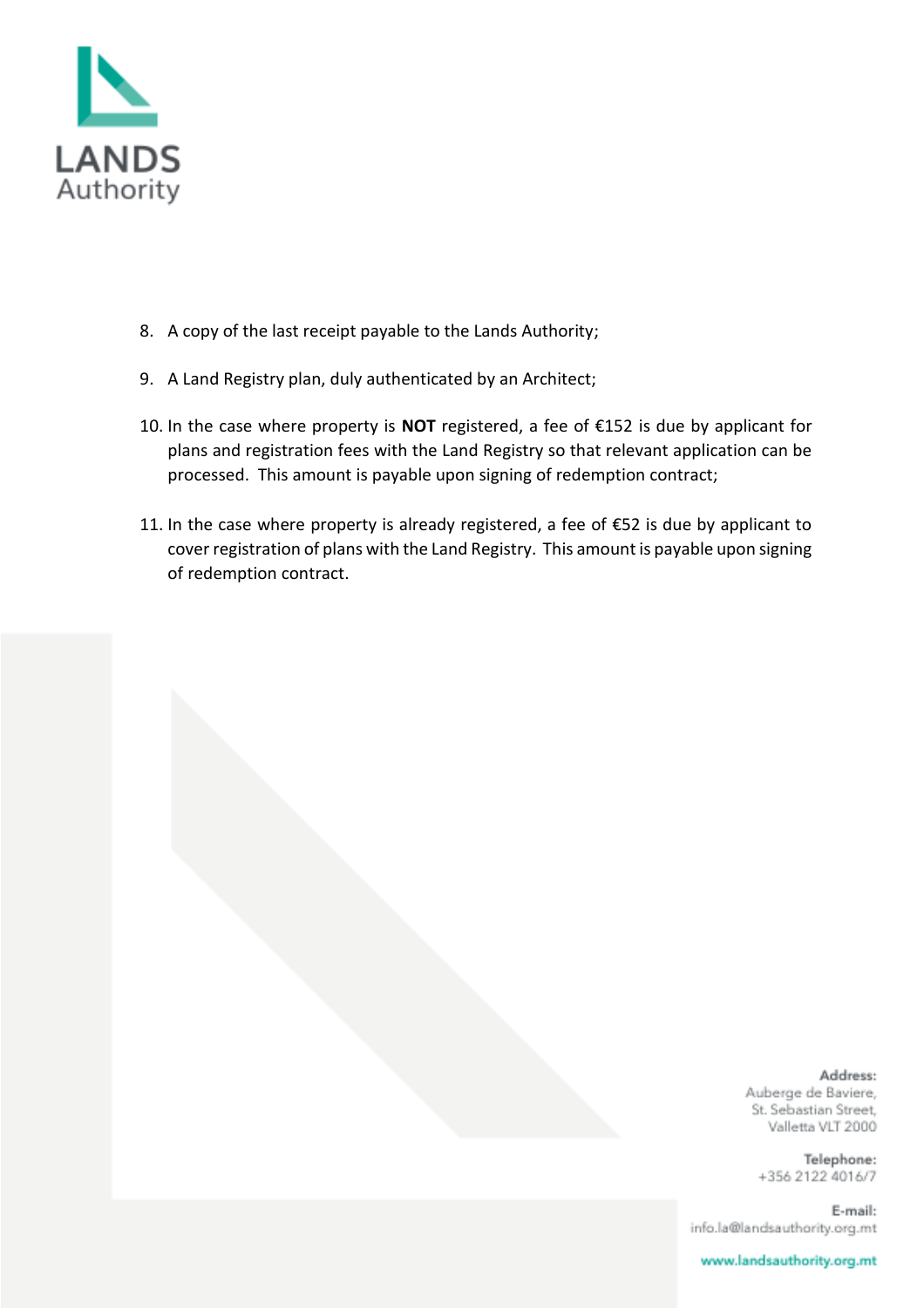8. A copy of the last receipt payable to the Lands Authority;

9. A Land Registry plan, duly authenticated by an Architect;

10. In the case where property is **NOT** registered, a fee of €152 is due by applicant for plans and registration fees with the Land Registry so that relevant application can be processed. This amount is payable upon signing of redemption contract;

11. In the case where property is already registered, a fee of €52 is due by applicant to cover registration of plans with the Land Registry. This amount is payable upon signing of redemption contract.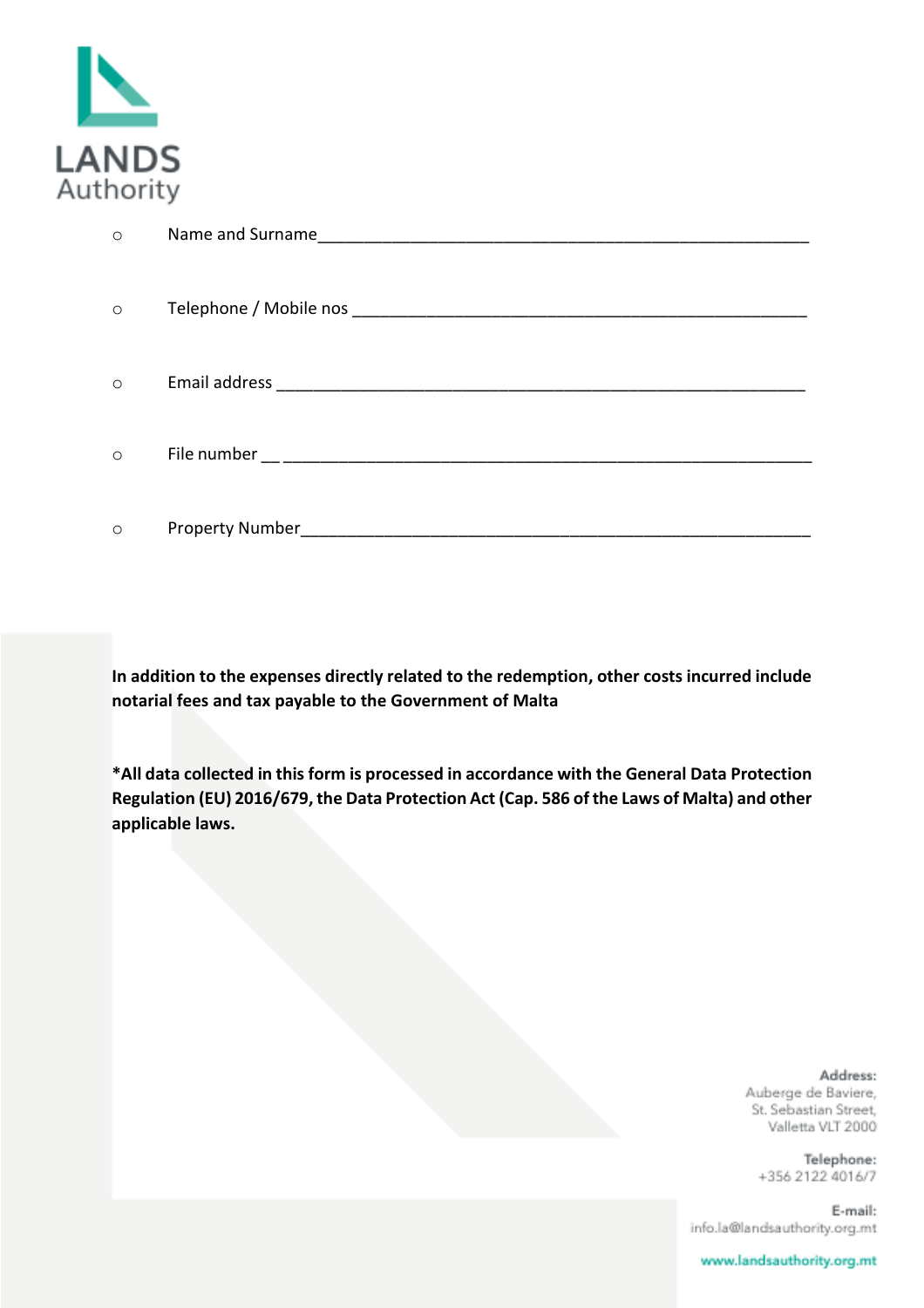- Name and Surname_______________________________________________________

- Telephone / Mobile nos __________________________________________________

- Email address __________________________________________________________

- File number __ _________________________________________________________

- Property Number________________________________________________________

**In addition to the expenses directly related to the redemption, other costs incurred include notarial fees and tax payable to the Government of Malta**

***All data collected in this form is processed in accordance with the General Data Protection Regulation (EU) 2016/679, the Data Protection Act (Cap. 586 of the Laws of Malta) and other applicable laws.**

**Address:**
Auberge de Baviere,
St. Sebastian Street,
Valletta VLT 2000

**Telephone:**
+356 2122 4016/7

**E-mail:**
info.la@landsauthority.org.mt

www.landsauthority.org.mt